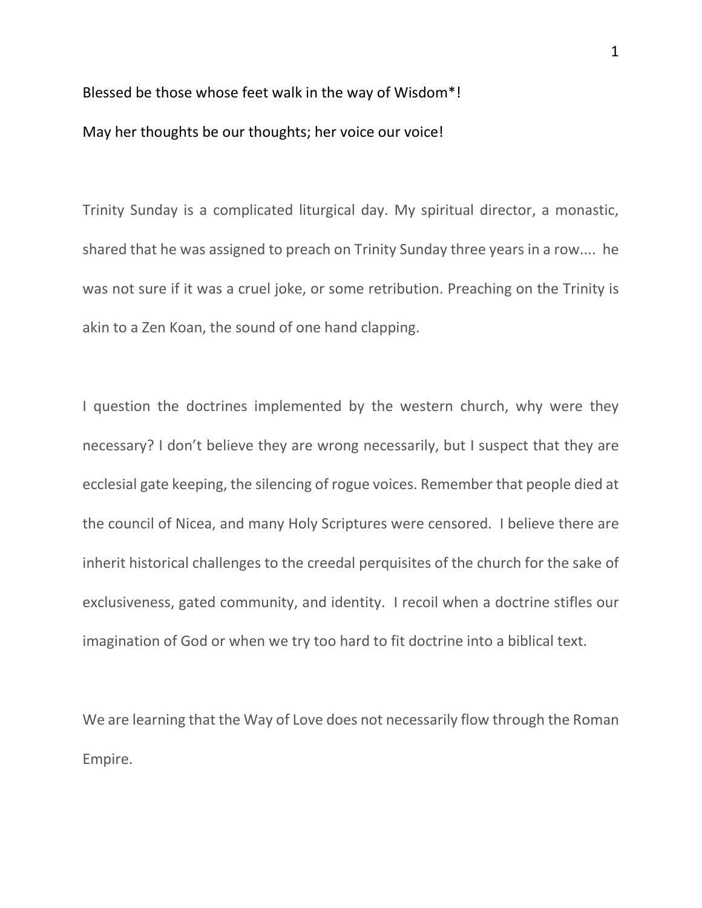Blessed be those whose feet walk in the way of Wisdom*!

May her thoughts be our thoughts; her voice our voice!

Trinity Sunday is a complicated liturgical day. My spiritual director, a monastic, shared that he was assigned to preach on Trinity Sunday three years in a row.... he was not sure if it was a cruel joke, or some retribution. Preaching on the Trinity is akin to a Zen Koan, the sound of one hand clapping.

I question the doctrines implemented by the western church, why were they necessary? I don't believe they are wrong necessarily, but I suspect that they are ecclesial gate keeping, the silencing of rogue voices. Remember that people died at the council of Nicea, and many Holy Scriptures were censored. I believe there are inherit historical challenges to the creedal perquisites of the church for the sake of exclusiveness, gated community, and identity. I recoil when a doctrine stifles our imagination of God or when we try too hard to fit doctrine into a biblical text.

We are learning that the Way of Love does not necessarily flow through the Roman Empire.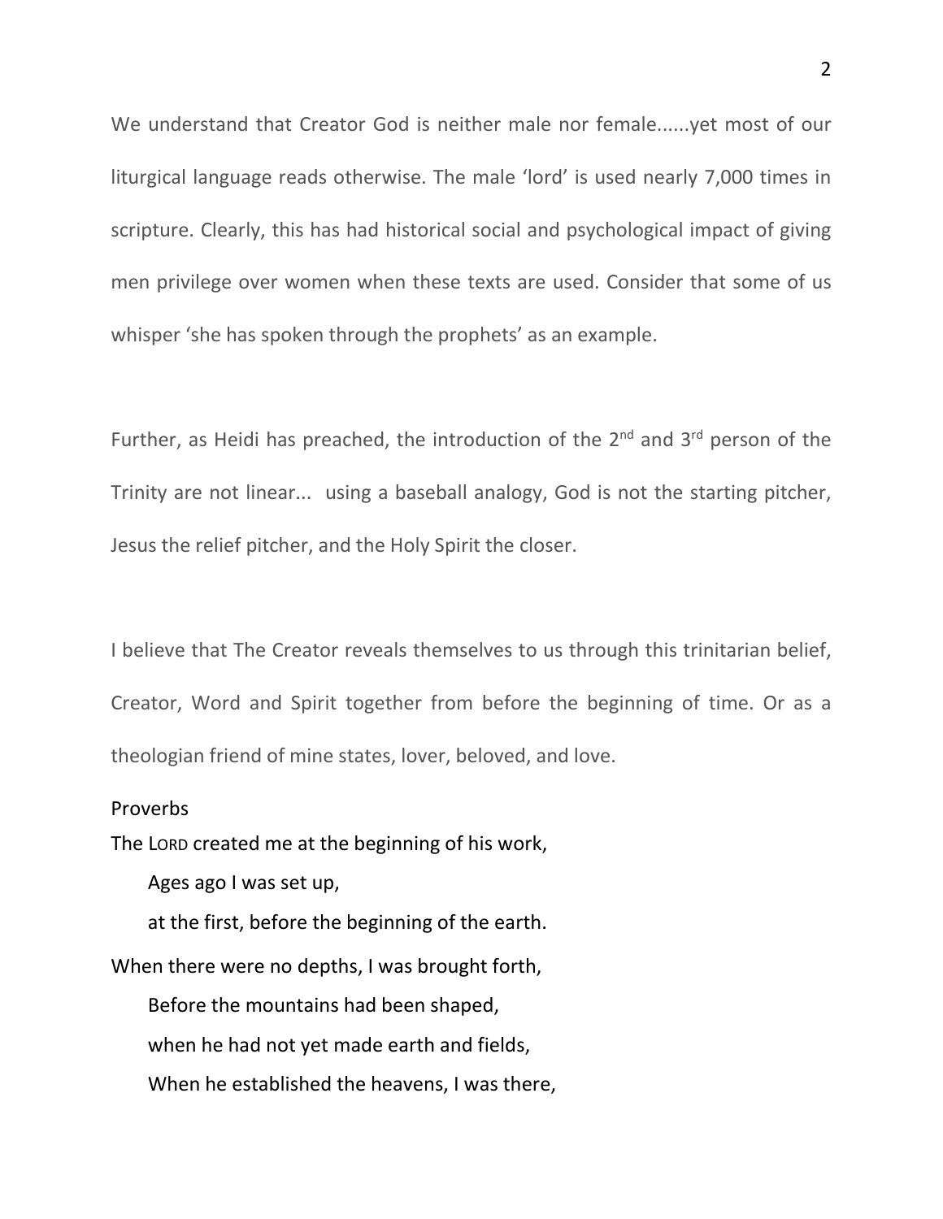We understand that Creator God is neither male nor female......yet most of our liturgical language reads otherwise. The male 'lord' is used nearly 7,000 times in scripture. Clearly, this has had historical social and psychological impact of giving men privilege over women when these texts are used. Consider that some of us whisper 'she has spoken through the prophets' as an example.

Further, as Heidi has preached, the introduction of the 2nd and 3rd person of the Trinity are not linear... using a baseball analogy, God is not the starting pitcher, Jesus the relief pitcher, and the Holy Spirit the closer.

I believe that The Creator reveals themselves to us through this trinitarian belief, Creator, Word and Spirit together from before the beginning of time. Or as a theologian friend of mine states, lover, beloved, and love.

Proverbs

The LORD created me at the beginning of his work,

Ages ago I was set up,

at the first, before the beginning of the earth.

When there were no depths, I was brought forth,

Before the mountains had been shaped,

when he had not yet made earth and fields,

When he established the heavens, I was there,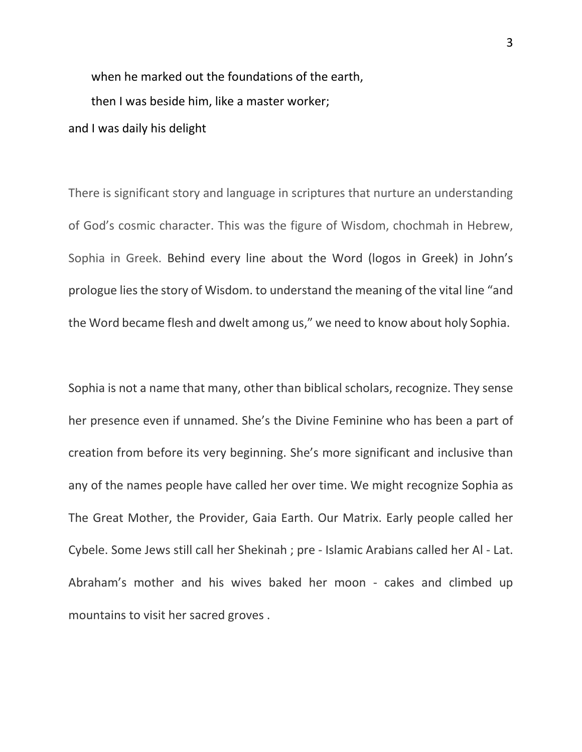when he marked out the foundations of the earth,
then I was beside him, like a master worker;
and I was daily his delight

There is significant story and language in scriptures that nurture an understanding of God's cosmic character. This was the figure of Wisdom, chochmah in Hebrew, Sophia in Greek. Behind every line about the Word (logos in Greek) in John's prologue lies the story of Wisdom. to understand the meaning of the vital line "and the Word became flesh and dwelt among us," we need to know about holy Sophia.

Sophia is not a name that many, other than biblical scholars, recognize. They sense her presence even if unnamed. She's the Divine Feminine who has been a part of creation from before its very beginning. She's more significant and inclusive than any of the names people have called her over time. We might recognize Sophia as The Great Mother, the Provider, Gaia Earth. Our Matrix. Early people called her Cybele. Some Jews still call her Shekinah ; pre - Islamic Arabians called her Al - Lat. Abraham's mother and his wives baked her moon - cakes and climbed up mountains to visit her sacred groves .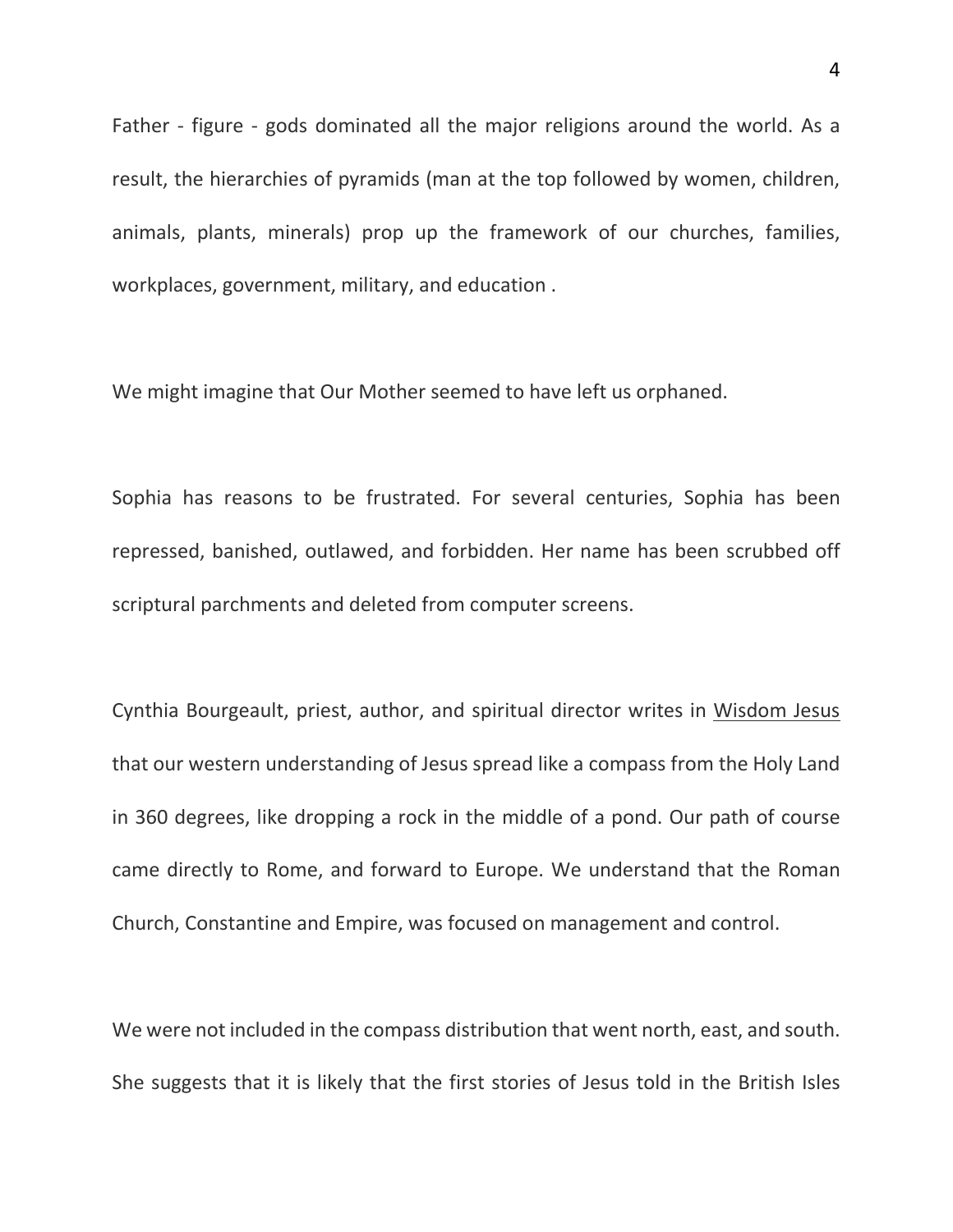Father - figure - gods dominated all the major religions around the world. As a result, the hierarchies of pyramids (man at the top followed by women, children, animals, plants, minerals) prop up the framework of our churches, families, workplaces, government, military, and education .

We might imagine that Our Mother seemed to have left us orphaned.

Sophia has reasons to be frustrated. For several centuries, Sophia has been repressed, banished, outlawed, and forbidden. Her name has been scrubbed off scriptural parchments and deleted from computer screens.

Cynthia Bourgeault, priest, author, and spiritual director writes in Wisdom Jesus that our western understanding of Jesus spread like a compass from the Holy Land in 360 degrees, like dropping a rock in the middle of a pond. Our path of course came directly to Rome, and forward to Europe. We understand that the Roman Church, Constantine and Empire, was focused on management and control.

We were not included in the compass distribution that went north, east, and south. She suggests that it is likely that the first stories of Jesus told in the British Isles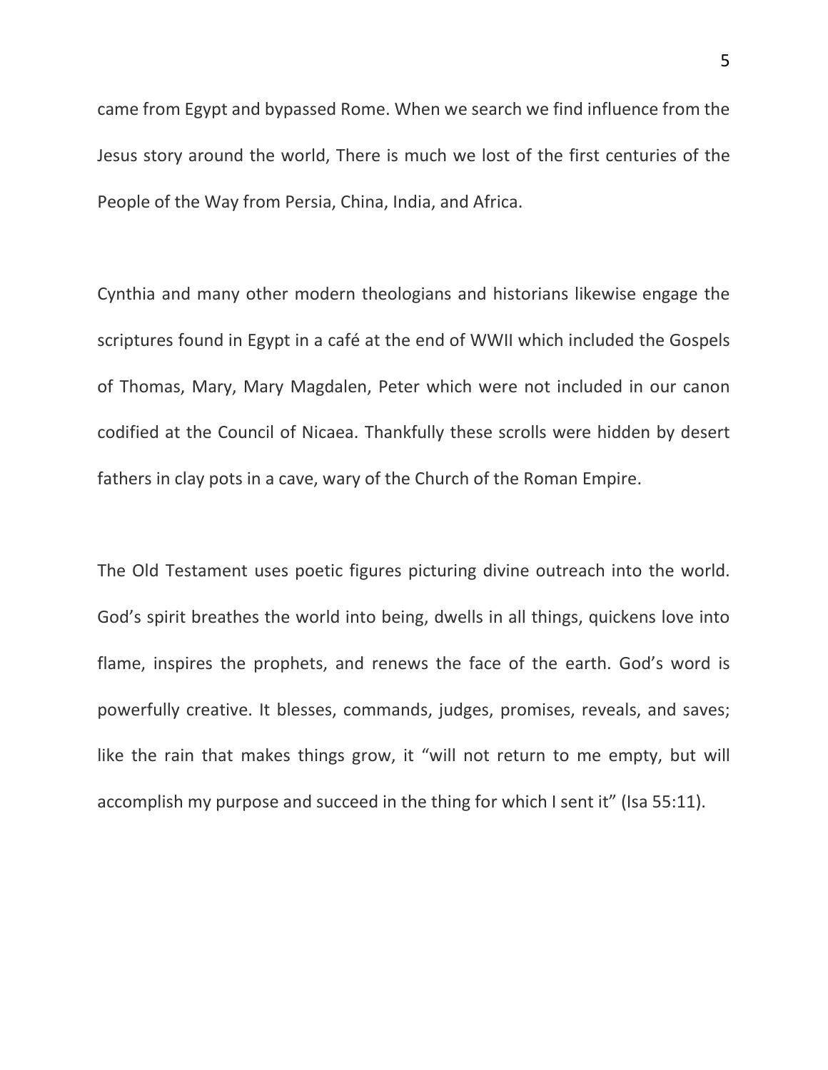came from Egypt and bypassed Rome. When we search we find influence from the Jesus story around the world, There is much we lost of the first centuries of the People of the Way from Persia, China, India, and Africa.

Cynthia and many other modern theologians and historians likewise engage the scriptures found in Egypt in a café at the end of WWII which included the Gospels of Thomas, Mary, Mary Magdalen, Peter which were not included in our canon codified at the Council of Nicaea. Thankfully these scrolls were hidden by desert fathers in clay pots in a cave, wary of the Church of the Roman Empire.

The Old Testament uses poetic figures picturing divine outreach into the world. God's spirit breathes the world into being, dwells in all things, quickens love into flame, inspires the prophets, and renews the face of the earth. God's word is powerfully creative. It blesses, commands, judges, promises, reveals, and saves; like the rain that makes things grow, it "will not return to me empty, but will accomplish my purpose and succeed in the thing for which I sent it" (Isa 55:11).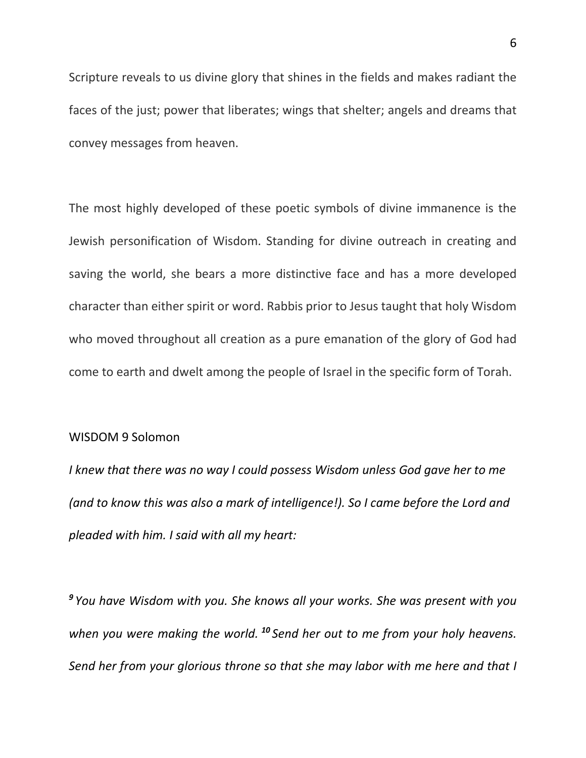Scripture reveals to us divine glory that shines in the fields and makes radiant the faces of the just; power that liberates; wings that shelter; angels and dreams that convey messages from heaven.

The most highly developed of these poetic symbols of divine immanence is the Jewish personification of Wisdom. Standing for divine outreach in creating and saving the world, she bears a more distinctive face and has a more developed character than either spirit or word. Rabbis prior to Jesus taught that holy Wisdom who moved throughout all creation as a pure emanation of the glory of God had come to earth and dwelt among the people of Israel in the specific form of Torah.

WISDOM 9 Solomon

*I knew that there was no way I could possess Wisdom unless God gave her to me (and to know this was also a mark of intelligence!). So I came before the Lord and pleaded with him. I said with all my heart:*

***9*** *You have Wisdom with you. She knows all your works. She was present with you when you were making the world.* ***10*** *Send her out to me from your holy heavens. Send her from your glorious throne so that she may labor with me here and that I*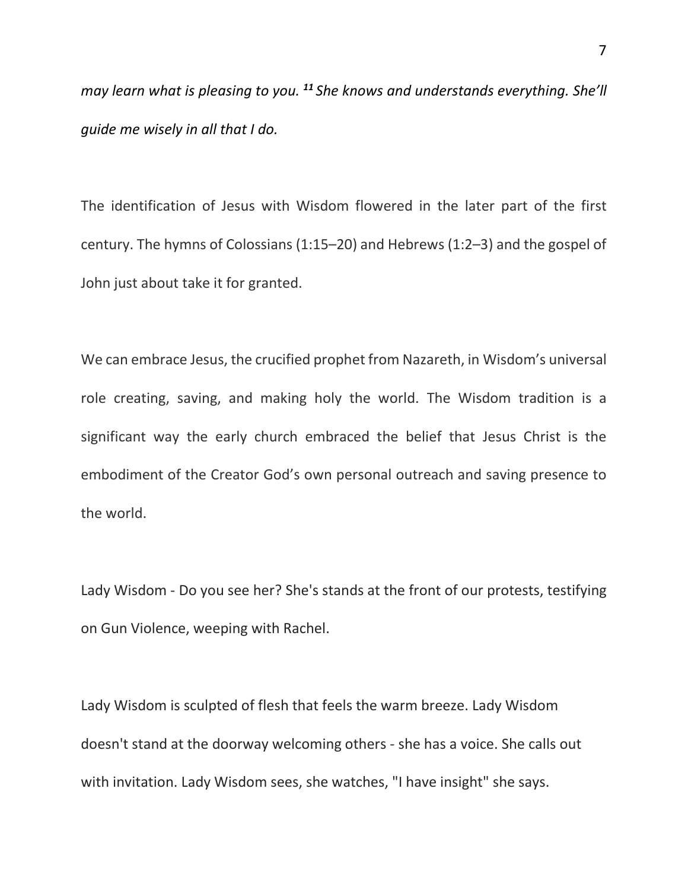*may learn what is pleasing to you.* [11] *She knows and understands everything. She'll guide me wisely in all that I do.*

The identification of Jesus with Wisdom flowered in the later part of the first century. The hymns of Colossians (1:15–20) and Hebrews (1:2–3) and the gospel of John just about take it for granted.

We can embrace Jesus, the crucified prophet from Nazareth, in Wisdom's universal role creating, saving, and making holy the world. The Wisdom tradition is a significant way the early church embraced the belief that Jesus Christ is the embodiment of the Creator God's own personal outreach and saving presence to the world.

Lady Wisdom - Do you see her? She's stands at the front of our protests, testifying on Gun Violence, weeping with Rachel.

Lady Wisdom is sculpted of flesh that feels the warm breeze. Lady Wisdom doesn't stand at the doorway welcoming others - she has a voice. She calls out with invitation. Lady Wisdom sees, she watches, "I have insight" she says.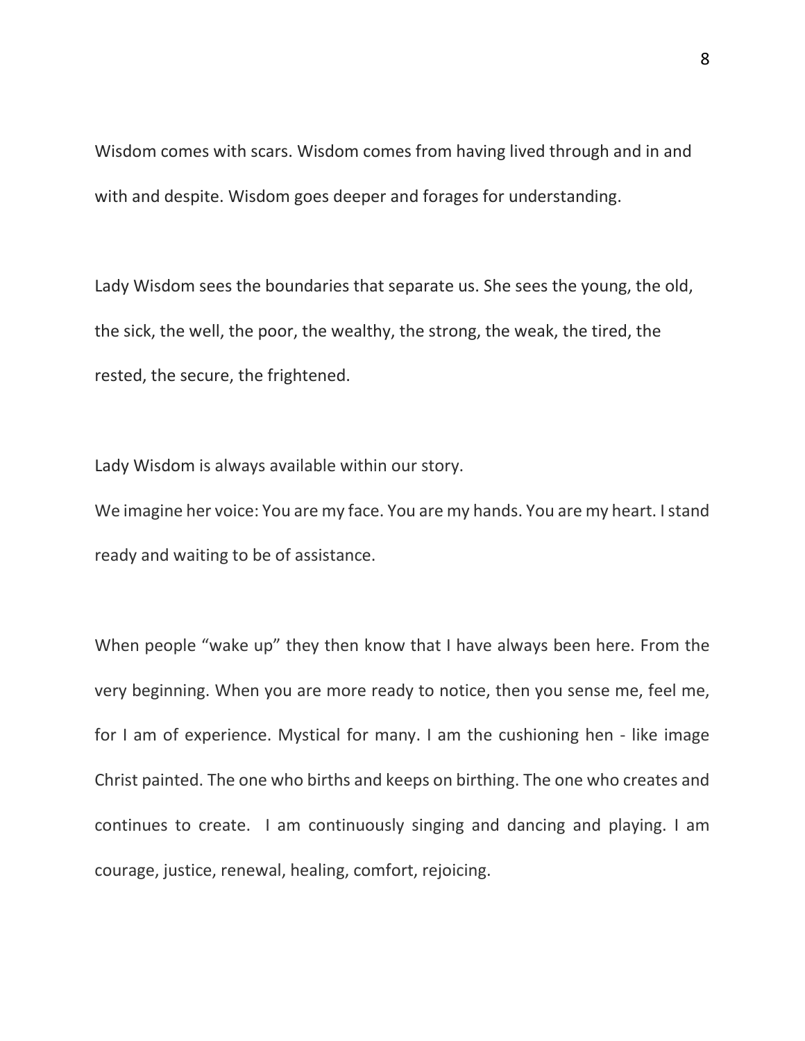Wisdom comes with scars. Wisdom comes from having lived through and in and with and despite. Wisdom goes deeper and forages for understanding.

Lady Wisdom sees the boundaries that separate us. She sees the young, the old, the sick, the well, the poor, the wealthy, the strong, the weak, the tired, the rested, the secure, the frightened.

Lady Wisdom is always available within our story.
We imagine her voice: You are my face. You are my hands. You are my heart. I stand ready and waiting to be of assistance.

When people "wake up" they then know that I have always been here. From the very beginning. When you are more ready to notice, then you sense me, feel me, for I am of experience. Mystical for many. I am the cushioning hen - like image Christ painted. The one who births and keeps on birthing. The one who creates and continues to create. I am continuously singing and dancing and playing. I am courage, justice, renewal, healing, comfort, rejoicing.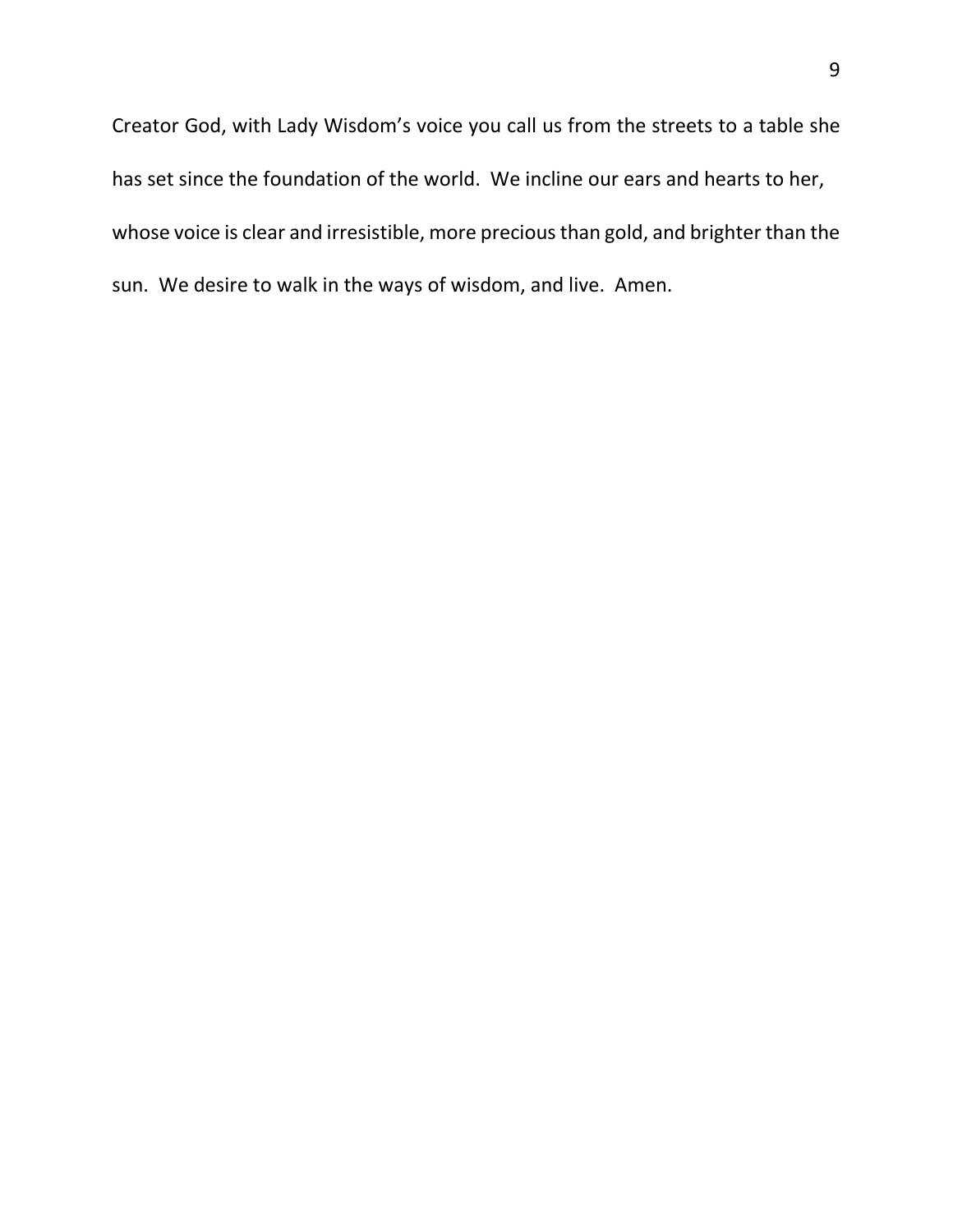Creator God, with Lady Wisdom's voice you call us from the streets to a table she has set since the foundation of the world. We incline our ears and hearts to her, whose voice is clear and irresistible, more precious than gold, and brighter than the sun. We desire to walk in the ways of wisdom, and live. Amen.